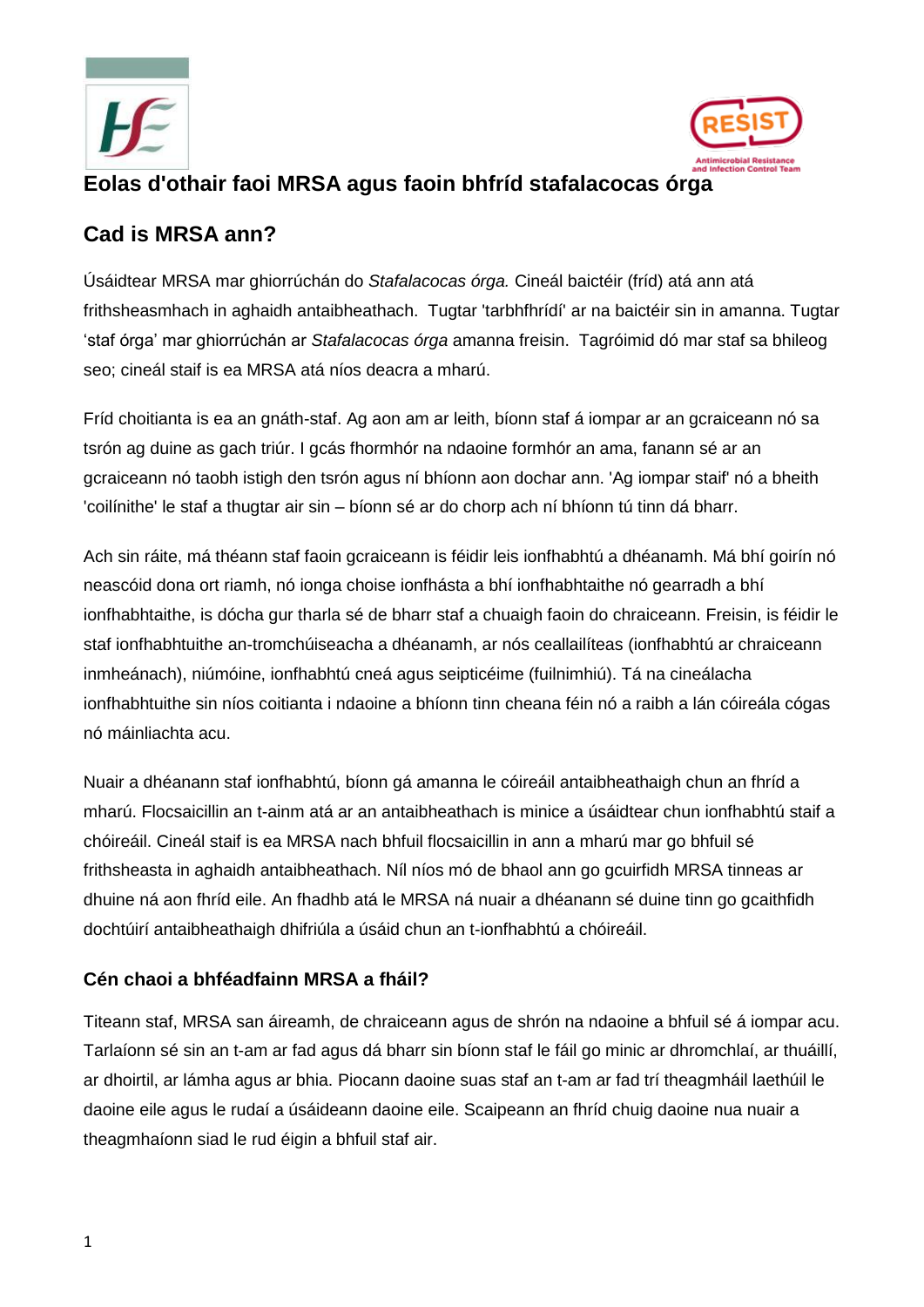# Eolas d'othair faoi MRSA agus faoin bhfríd stafalacocas órga

## Cad is MRSA ann?

Úsáidtear MRSA mar ghiorrúchán do *Stafalacocas órga.* Cineál baictéir (fríd) atá ann atá frithsheasmhach in aghaidh antaibheathach. Tugtar 'tarbhfhrídí' ar na baictéir sin in amanna. Tugtar 'staf órga' mar ghiorrúchán ar *Stafalacocas órga* amanna freisin. Tagróimid dó mar staf sa bhileog seo; cineál staif is ea MRSA atá níos deacra a mharú.

Fríd choitianta is ea an gnáth-staf. Ag aon am ar leith, bíonn staf á iompar ar an gcraiceann nó sa tsrón ag duine as gach triúr. I gcás fhormhór na ndaoine formhór an ama, fanann sé ar an gcraiceann nó taobh istigh den tsrón agus ní bhíonn aon dochar ann. 'Ag iompar staif' nó a bheith 'coilínithe' le staf a thugtar air sin – bíonn sé ar do chorp ach ní bhíonn tú tinn dá bharr.

Ach sin ráite, má théann staf faoin gcraiceann is féidir leis ionfhabhtú a dhéanamh. Má bhí goirín nó neascóid dona ort riamh, nó ionga choise ionfhásta a bhí ionfhabhtaithe nó gearradh a bhí ionfhabhtaithe, is dócha gur tharla sé de bharr staf a chuaigh faoin do chraiceann. Freisin, is féidir le staf ionfhabhtuithe an-tromchúiseacha a dhéanamh, ar nós ceallailíteas (ionfhabhtú ar chraiceann inmheánach), niúmóine, ionfhabhtú cneá agus seipticéime (fuilnimhiú). Tá na cineálacha ionfhabhtuithe sin níos coitianta i ndaoine a bhíonn tinn cheana féin nó a raibh a lán cóireála cógas nó máinliachta acu.

Nuair a dhéanann staf ionfhabhtú, bíonn gá amanna le cóireáil antaibheathaigh chun an fhríd a mharú. Flocsaicillin an t-ainm atá ar an antaibheathach is minice a úsáidtear chun ionfhabhtú staif a chóireáil. Cineál staif is ea MRSA nach bhfuil flocsaicillin in ann a mharú mar go bhfuil sé frithsheasta in aghaidh antaibheathach. Níl níos mó de bhaol ann go gcuirfidh MRSA tinneas ar dhuine ná aon fhríd eile. An fhadhb atá le MRSA ná nuair a dhéanann sé duine tinn go gcaithfidh dochtúirí antaibheathaigh dhifriúla a úsáid chun an t-ionfhabhtú a chóireáil.

### Cén chaoi a bhféadfainn MRSA a fháil?

Titeann staf, MRSA san áireamh, de chraiceann agus de shrón na ndaoine a bhfuil sé á iompar acu. Tarlaíonn sé sin an t-am ar fad agus dá bharr sin bíonn staf le fáil go minic ar dhromchlaí, ar thuáillí, ar dhoirtil, ar lámha agus ar bhia. Piocann daoine suas staf an t-am ar fad trí theagmháil laethúil le daoine eile agus le rudaí a úsáideann daoine eile. Scaipeann an fhríd chuig daoine nua nuair a theagmhaíonn siad le rud éigin a bhfuil staf air.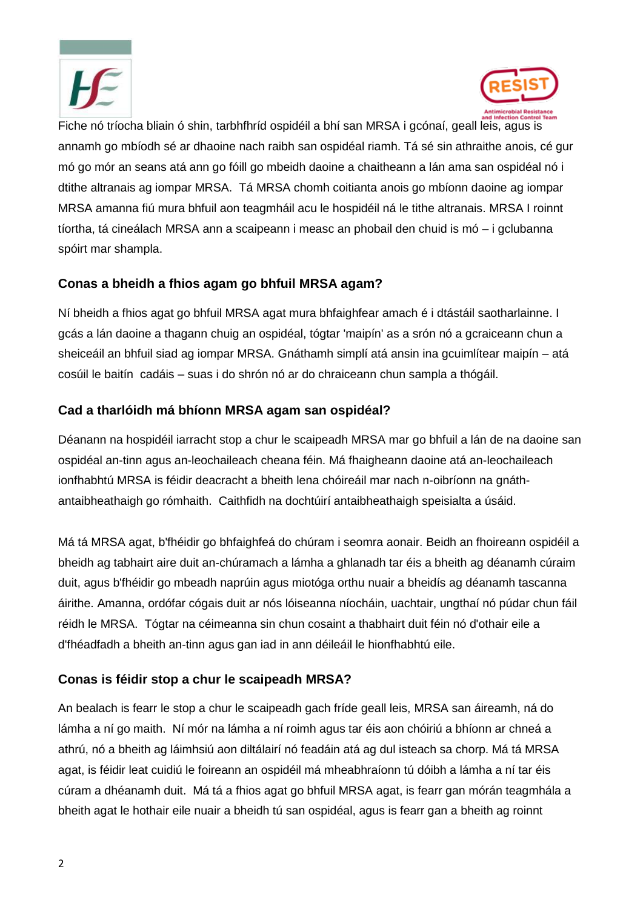Fiche nó tríocha bliain ó shin, tarbhfhríd ospidéil a bhí san MRSA i gcónaí, geall leis, agus is annamh go mbíodh sé ar dhaoine nach raibh san ospidéal riamh. Tá sé sin athraithe anois, cé gur mó go mór an seans atá ann go fóill go mbeidh daoine a chaitheann a lán ama san ospidéal nó i dtithe altranais ag iompar MRSA. Tá MRSA chomh coitianta anois go mbíonn daoine ag iompar MRSA amanna fiú mura bhfuil aon teagmháil acu le hospidéil ná le tithe altranais. MRSA I roinnt tíortha, tá cineálach MRSA ann a scaipeann i measc an phobail den chuid is mó – i gclubanna spóirt mar shampla.

### Conas a bheidh a fhios agam go bhfuil MRSA agam?

Ní bheidh a fhios agat go bhfuil MRSA agat mura bhfaighfear amach é i dtástáil saotharlainne. I gcás a lán daoine a thagann chuig an ospidéal, tógtar 'maipín' as a srón nó a gcraiceann chun a sheiceáil an bhfuil siad ag iompar MRSA. Gnáthamh simplí atá ansin ina gcuimlítear maipín – atá cosúil le baitín cadáis – suas i do shrón nó ar do chraiceann chun sampla a thógáil.

### Cad a tharlóidh má bhíonn MRSA agam san ospidéal?

Déanann na hospidéil iarracht stop a chur le scaipeadh MRSA mar go bhfuil a lán de na daoine san ospidéal an-tinn agus an-leochaileach cheana féin. Má fhaigheann daoine atá an-leochaileach ionfhabhtú MRSA is féidir deacracht a bheith lena chóireáil mar nach n-oibríonn na gnáth-antaibheathaigh go rómhaith. Caithfidh na dochtúirí antaibheathaigh speisialta a úsáid.

Má tá MRSA agat, b'fhéidir go bhfaighfeá do chúram i seomra aonair. Beidh an fhoireann ospidéil a bheidh ag tabhairt aire duit an-chúramach a lámha a ghlanadh tar éis a bheith ag déanamh cúraim duit, agus b'fhéidir go mbeadh naprúin agus miotóga orthu nuair a bheidís ag déanamh tascanna áirithe. Amanna, ordófar cógais duit ar nós lóiseanna níocháin, uachtair, ungthaí nó púdar chun fáil réidh le MRSA. Tógtar na céimeanna sin chun cosaint a thabhairt duit féin nó d'othair eile a d'fhéadfadh a bheith an-tinn agus gan iad in ann déileáil le hionfhabhtú eile.

### Conas is féidir stop a chur le scaipeadh MRSA?

An bealach is fearr le stop a chur le scaipeadh gach fríde geall leis, MRSA san áireamh, ná do lámha a ní go maith. Ní mór na lámha a ní roimh agus tar éis aon chóiriú a bhíonn ar chneá a athrú, nó a bheith ag láimhsiú aon diltálairí nó feadáin atá ag dul isteach sa chorp. Má tá MRSA agat, is féidir leat cuidiú le foireann an ospidéil má mheabhraíonn tú dóibh a lámha a ní tar éis cúram a dhéanamh duit. Má tá a fhios agat go bhfuil MRSA agat, is fearr gan mórán teagmhála a bheith agat le hothair eile nuair a bheidh tú san ospidéal, agus is fearr gan a bheith ag roinnt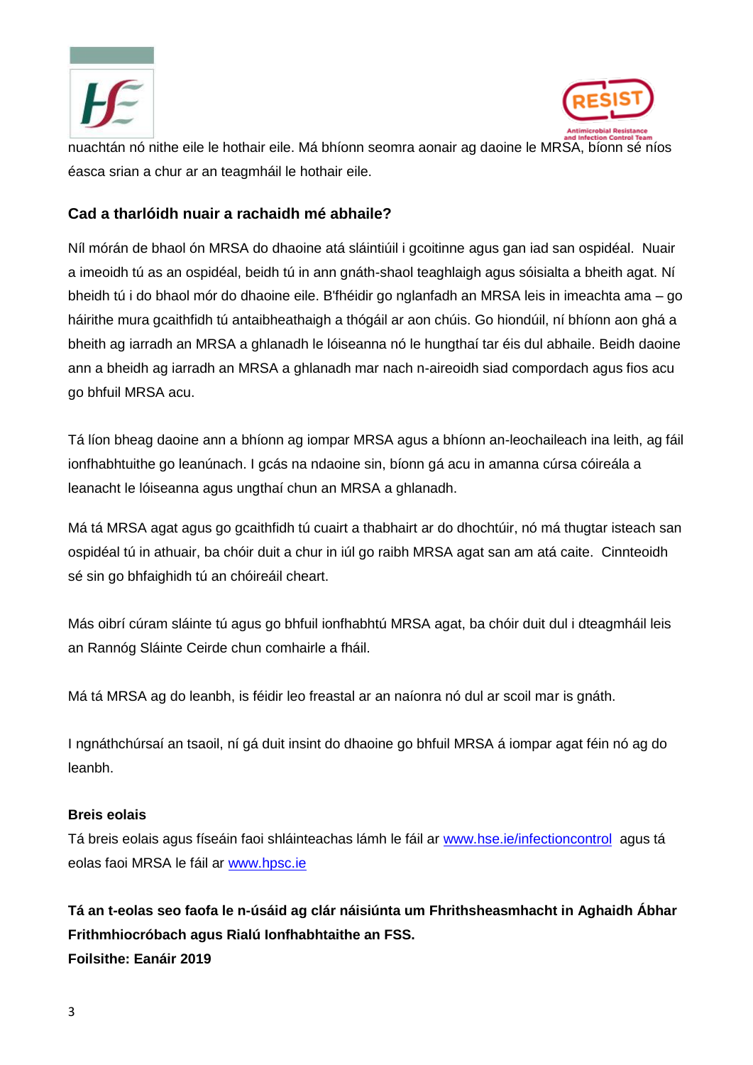nuachtán nó nithe eile le hothair eile. Má bhíonn seomra aonair ag daoine le MRSA, bíonn sé níos éasca srian a chur ar an teagmháil le hothair eile.

### Cad a tharlóidh nuair a rachaidh mé abhaile?

Níl mórán de bhaol ón MRSA do dhaoine atá sláintiúil i gcoitinne agus gan iad san ospidéal. Nuair a imeoidh tú as an ospidéal, beidh tú in ann gnáth-shaol teaghlaigh agus sóisialta a bheith agat. Ní bheidh tú i do bhaol mór do dhaoine eile. B'fhéidir go nglanfadh an MRSA leis in imeachta ama – go háirithe mura gcaithfidh tú antaibheathaigh a thógáil ar aon chúis. Go hiondúil, ní bhíonn aon ghá a bheith ag iarradh an MRSA a ghlanadh le lóiseanna nó le hungthaí tar éis dul abhaile. Beidh daoine ann a bheidh ag iarradh an MRSA a ghlanadh mar nach n-aireoidh siad compordach agus fios acu go bhfuil MRSA acu.

Tá líon bheag daoine ann a bhíonn ag iompar MRSA agus a bhíonn an-leochaileach ina leith, ag fáil ionfhabhtuithe go leanúnach. I gcás na ndaoine sin, bíonn gá acu in amanna cúrsa cóireála a leanacht le lóiseanna agus ungthaí chun an MRSA a ghlanadh.

Má tá MRSA agat agus go gcaithfidh tú cuairt a thabhairt ar do dhochtúir, nó má thugtar isteach san ospidéal tú in athuair, ba chóir duit a chur in iúl go raibh MRSA agat san am atá caite. Cinnteoidh sé sin go bhfaighidh tú an chóireáil cheart.

Más oibrí cúram sláinte tú agus go bhfuil ionfhabhtú MRSA agat, ba chóir duit dul i dteagmháil leis an Rannóg Sláinte Ceirde chun comhairle a fháil.

Má tá MRSA ag do leanbh, is féidir leo freastal ar an naíonra nó dul ar scoil mar is gnáth.

I ngnáthchúrsaí an tsaoil, ní gá duit insint do dhaoine go bhfuil MRSA á iompar agat féin nó ag do leanbh.

**Breis eolais**

Tá breis eolais agus físeáin faoi shláinteachas lámh le fáil ar www.hse.ie/infectioncontrol agus tá eolas faoi MRSA le fáil ar www.hpsc.ie

**Tá an t-eolas seo faofa le n-úsáid ag clár náisiúnta um Fhrithsheasmhacht in Aghaidh Ábhar Frithmhiocróbach agus Rialú Ionfhabhtaithe an FSS.**
**Foilsithe: Eanáir 2019**